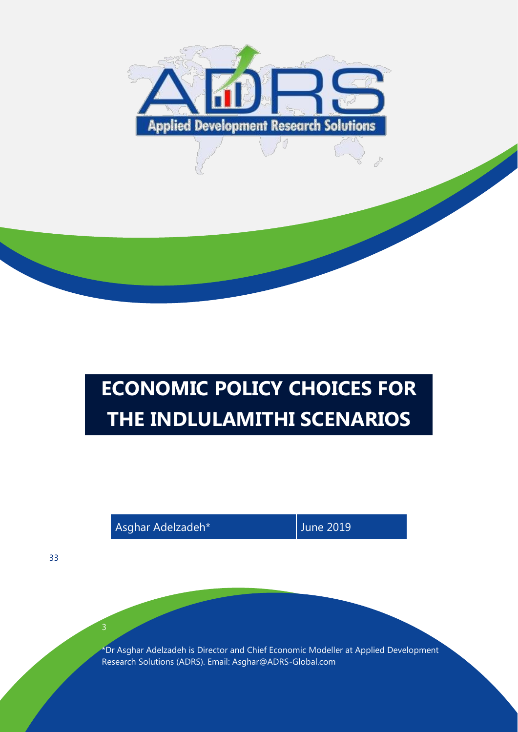Applied Development Research Solutions

# ECONOMIC POLICY CHOICES FOR THE INDLULAMITHI SCENARIOS

Asghar Adelzadeh* | June 2019

*Dr Asghar Adelzadeh is Director and Chief Economic Modeller at Applied Development Research Solutions (ADRS). Email: Asghar@ADRS-Global.com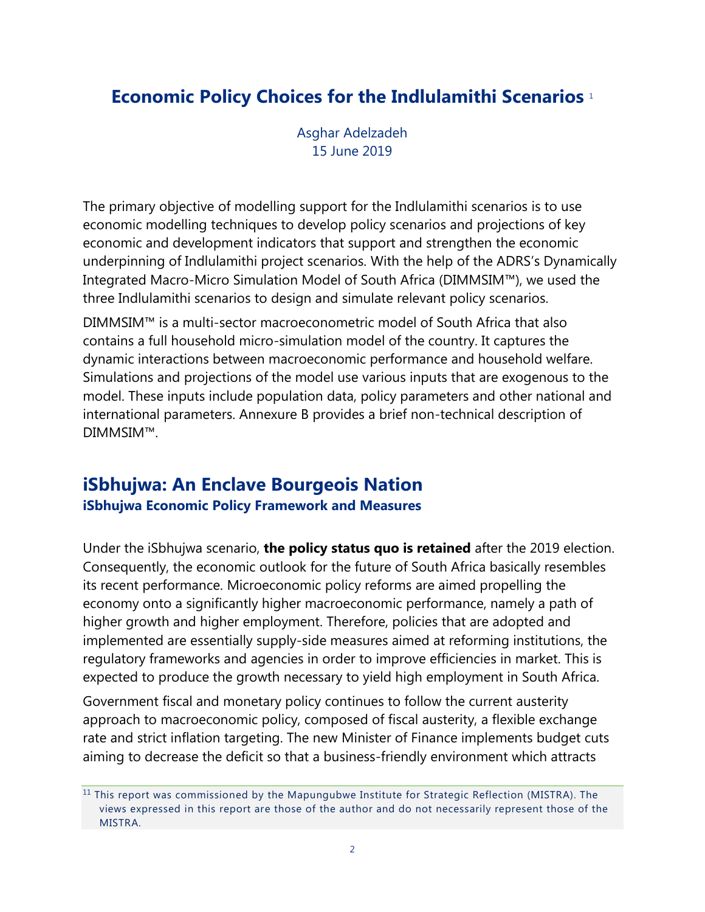# Economic Policy Choices for the Indlulamithi Scenarios [1]

Asghar Adelzadeh
15 June 2019

The primary objective of modelling support for the Indlulamithi scenarios is to use economic modelling techniques to develop policy scenarios and projections of key economic and development indicators that support and strengthen the economic underpinning of Indlulamithi project scenarios. With the help of the ADRS's Dynamically Integrated Macro-Micro Simulation Model of South Africa (DIMMSIM™), we used the three Indlulamithi scenarios to design and simulate relevant policy scenarios.

DIMMSIM™ is a multi-sector macroeconometric model of South Africa that also contains a full household micro-simulation model of the country. It captures the dynamic interactions between macroeconomic performance and household welfare. Simulations and projections of the model use various inputs that are exogenous to the model. These inputs include population data, policy parameters and other national and international parameters. Annexure B provides a brief non-technical description of DIMMSIM™.

## iSbhujwa: An Enclave Bourgeois Nation

### iSbhujwa Economic Policy Framework and Measures

Under the iSbhujwa scenario, **the policy status quo is retained** after the 2019 election. Consequently, the economic outlook for the future of South Africa basically resembles its recent performance. Microeconomic policy reforms are aimed propelling the economy onto a significantly higher macroeconomic performance, namely a path of higher growth and higher employment. Therefore, policies that are adopted and implemented are essentially supply-side measures aimed at reforming institutions, the regulatory frameworks and agencies in order to improve efficiencies in market. This is expected to produce the growth necessary to yield high employment in South Africa.

Government fiscal and monetary policy continues to follow the current austerity approach to macroeconomic policy, composed of fiscal austerity, a flexible exchange rate and strict inflation targeting. The new Minister of Finance implements budget cuts aiming to decrease the deficit so that a business-friendly environment which attracts

[1] This report was commissioned by the Mapungubwe Institute for Strategic Reflection (MISTRA). The views expressed in this report are those of the author and do not necessarily represent those of the MISTRA.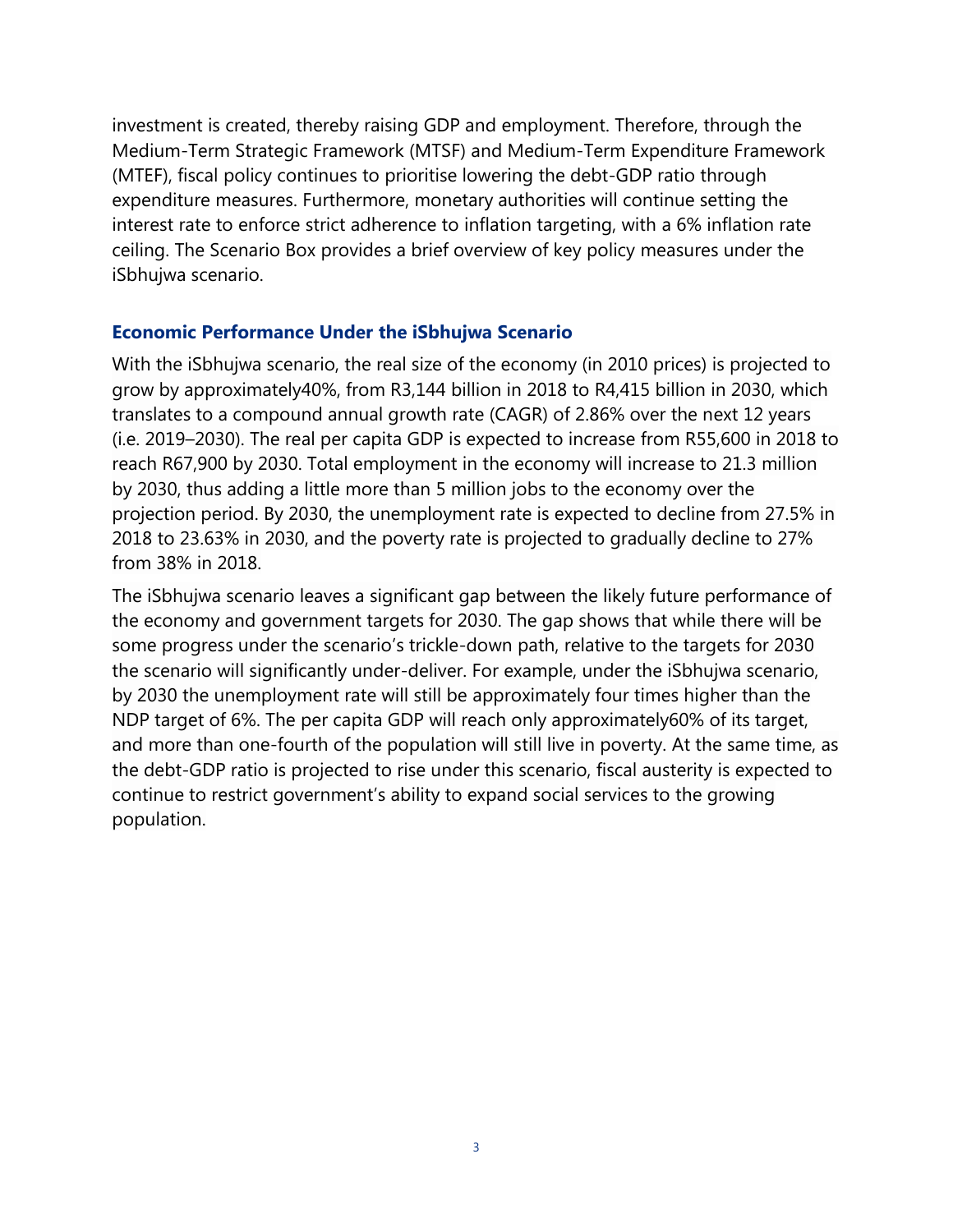investment is created, thereby raising GDP and employment. Therefore, through the Medium-Term Strategic Framework (MTSF) and Medium-Term Expenditure Framework (MTEF), fiscal policy continues to prioritise lowering the debt-GDP ratio through expenditure measures. Furthermore, monetary authorities will continue setting the interest rate to enforce strict adherence to inflation targeting, with a 6% inflation rate ceiling. The Scenario Box provides a brief overview of key policy measures under the iSbhujwa scenario.

### Economic Performance Under the iSbhujwa Scenario

With the iSbhujwa scenario, the real size of the economy (in 2010 prices) is projected to grow by approximately40%, from R3,144 billion in 2018 to R4,415 billion in 2030, which translates to a compound annual growth rate (CAGR) of 2.86% over the next 12 years (i.e. 2019–2030). The real per capita GDP is expected to increase from R55,600 in 2018 to reach R67,900 by 2030. Total employment in the economy will increase to 21.3 million by 2030, thus adding a little more than 5 million jobs to the economy over the projection period. By 2030, the unemployment rate is expected to decline from 27.5% in 2018 to 23.63% in 2030, and the poverty rate is projected to gradually decline to 27% from 38% in 2018.

The iSbhujwa scenario leaves a significant gap between the likely future performance of the economy and government targets for 2030. The gap shows that while there will be some progress under the scenario's trickle-down path, relative to the targets for 2030 the scenario will significantly under-deliver. For example, under the iSbhujwa scenario, by 2030 the unemployment rate will still be approximately four times higher than the NDP target of 6%. The per capita GDP will reach only approximately60% of its target, and more than one-fourth of the population will still live in poverty. At the same time, as the debt-GDP ratio is projected to rise under this scenario, fiscal austerity is expected to continue to restrict government's ability to expand social services to the growing population.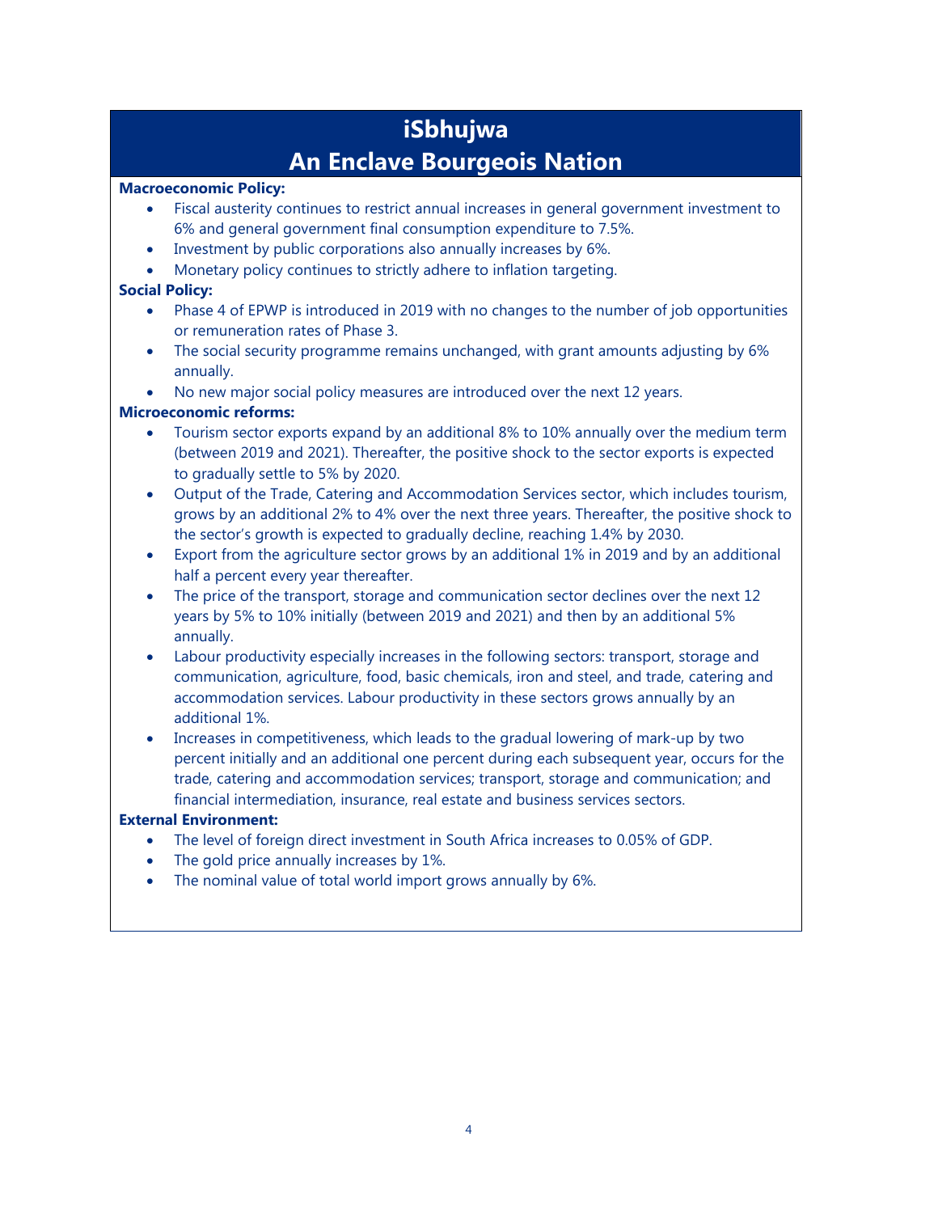# iSbhujwa

## An Enclave Bourgeois Nation

**Macroeconomic Policy:**

- Fiscal austerity continues to restrict annual increases in general government investment to 6% and general government final consumption expenditure to 7.5%.
- Investment by public corporations also annually increases by 6%.
- Monetary policy continues to strictly adhere to inflation targeting.

**Social Policy:**

- Phase 4 of EPWP is introduced in 2019 with no changes to the number of job opportunities or remuneration rates of Phase 3.
- The social security programme remains unchanged, with grant amounts adjusting by 6% annually.
- No new major social policy measures are introduced over the next 12 years.

**Microeconomic reforms:**

- Tourism sector exports expand by an additional 8% to 10% annually over the medium term (between 2019 and 2021). Thereafter, the positive shock to the sector exports is expected to gradually settle to 5% by 2020.
- Output of the Trade, Catering and Accommodation Services sector, which includes tourism, grows by an additional 2% to 4% over the next three years. Thereafter, the positive shock to the sector's growth is expected to gradually decline, reaching 1.4% by 2030.
- Export from the agriculture sector grows by an additional 1% in 2019 and by an additional half a percent every year thereafter.
- The price of the transport, storage and communication sector declines over the next 12 years by 5% to 10% initially (between 2019 and 2021) and then by an additional 5% annually.
- Labour productivity especially increases in the following sectors: transport, storage and communication, agriculture, food, basic chemicals, iron and steel, and trade, catering and accommodation services. Labour productivity in these sectors grows annually by an additional 1%.
- Increases in competitiveness, which leads to the gradual lowering of mark-up by two percent initially and an additional one percent during each subsequent year, occurs for the trade, catering and accommodation services; transport, storage and communication; and financial intermediation, insurance, real estate and business services sectors.

**External Environment:**

- The level of foreign direct investment in South Africa increases to 0.05% of GDP.
- The gold price annually increases by 1%.
- The nominal value of total world import grows annually by 6%.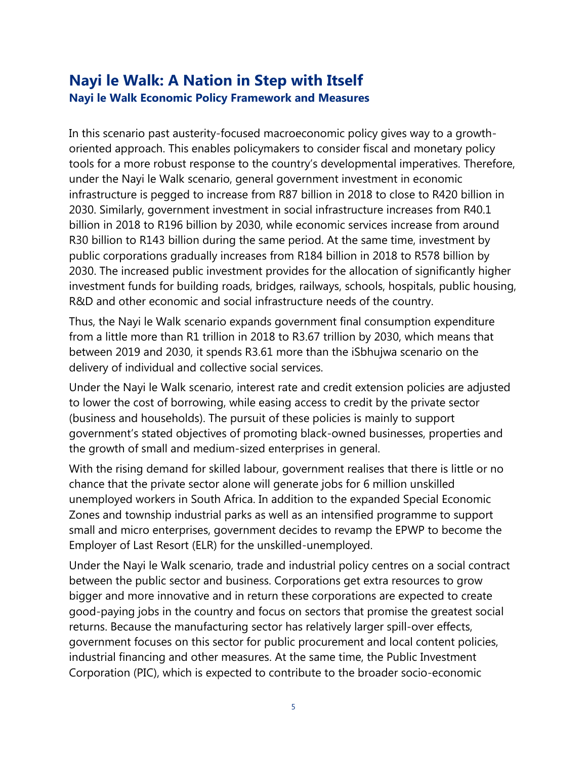# Nayi le Walk: A Nation in Step with Itself

## Nayi le Walk Economic Policy Framework and Measures

In this scenario past austerity-focused macroeconomic policy gives way to a growth-oriented approach. This enables policymakers to consider fiscal and monetary policy tools for a more robust response to the country's developmental imperatives. Therefore, under the Nayi le Walk scenario, general government investment in economic infrastructure is pegged to increase from R87 billion in 2018 to close to R420 billion in 2030. Similarly, government investment in social infrastructure increases from R40.1 billion in 2018 to R196 billion by 2030, while economic services increase from around R30 billion to R143 billion during the same period. At the same time, investment by public corporations gradually increases from R184 billion in 2018 to R578 billion by 2030. The increased public investment provides for the allocation of significantly higher investment funds for building roads, bridges, railways, schools, hospitals, public housing, R&D and other economic and social infrastructure needs of the country.

Thus, the Nayi le Walk scenario expands government final consumption expenditure from a little more than R1 trillion in 2018 to R3.67 trillion by 2030, which means that between 2019 and 2030, it spends R3.61 more than the iSbhujwa scenario on the delivery of individual and collective social services.

Under the Nayi le Walk scenario, interest rate and credit extension policies are adjusted to lower the cost of borrowing, while easing access to credit by the private sector (business and households). The pursuit of these policies is mainly to support government's stated objectives of promoting black-owned businesses, properties and the growth of small and medium-sized enterprises in general.

With the rising demand for skilled labour, government realises that there is little or no chance that the private sector alone will generate jobs for 6 million unskilled unemployed workers in South Africa. In addition to the expanded Special Economic Zones and township industrial parks as well as an intensified programme to support small and micro enterprises, government decides to revamp the EPWP to become the Employer of Last Resort (ELR) for the unskilled-unemployed.

Under the Nayi le Walk scenario, trade and industrial policy centres on a social contract between the public sector and business. Corporations get extra resources to grow bigger and more innovative and in return these corporations are expected to create good-paying jobs in the country and focus on sectors that promise the greatest social returns. Because the manufacturing sector has relatively larger spill-over effects, government focuses on this sector for public procurement and local content policies, industrial financing and other measures. At the same time, the Public Investment Corporation (PIC), which is expected to contribute to the broader socio-economic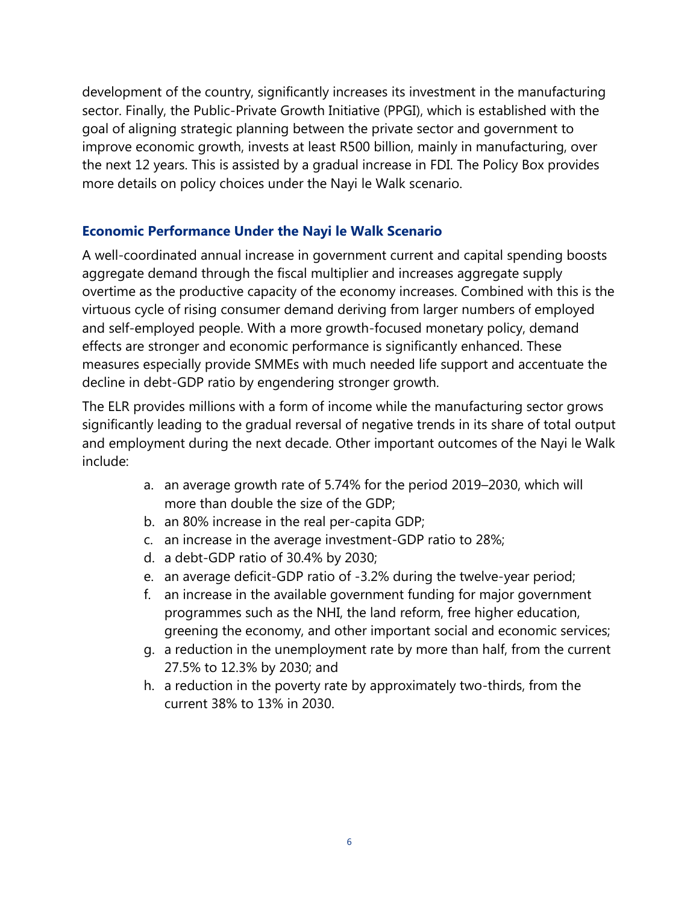development of the country, significantly increases its investment in the manufacturing sector. Finally, the Public-Private Growth Initiative (PPGI), which is established with the goal of aligning strategic planning between the private sector and government to improve economic growth, invests at least R500 billion, mainly in manufacturing, over the next 12 years. This is assisted by a gradual increase in FDI. The Policy Box provides more details on policy choices under the Nayi le Walk scenario.

### Economic Performance Under the Nayi le Walk Scenario

A well-coordinated annual increase in government current and capital spending boosts aggregate demand through the fiscal multiplier and increases aggregate supply overtime as the productive capacity of the economy increases. Combined with this is the virtuous cycle of rising consumer demand deriving from larger numbers of employed and self-employed people. With a more growth-focused monetary policy, demand effects are stronger and economic performance is significantly enhanced. These measures especially provide SMMEs with much needed life support and accentuate the decline in debt-GDP ratio by engendering stronger growth.

The ELR provides millions with a form of income while the manufacturing sector grows significantly leading to the gradual reversal of negative trends in its share of total output and employment during the next decade. Other important outcomes of the Nayi le Walk include:

a. an average growth rate of 5.74% for the period 2019–2030, which will more than double the size of the GDP;
b. an 80% increase in the real per-capita GDP;
c. an increase in the average investment-GDP ratio to 28%;
d. a debt-GDP ratio of 30.4% by 2030;
e. an average deficit-GDP ratio of -3.2% during the twelve-year period;
f. an increase in the available government funding for major government programmes such as the NHI, the land reform, free higher education, greening the economy, and other important social and economic services;
g. a reduction in the unemployment rate by more than half, from the current 27.5% to 12.3% by 2030; and
h. a reduction in the poverty rate by approximately two-thirds, from the current 38% to 13% in 2030.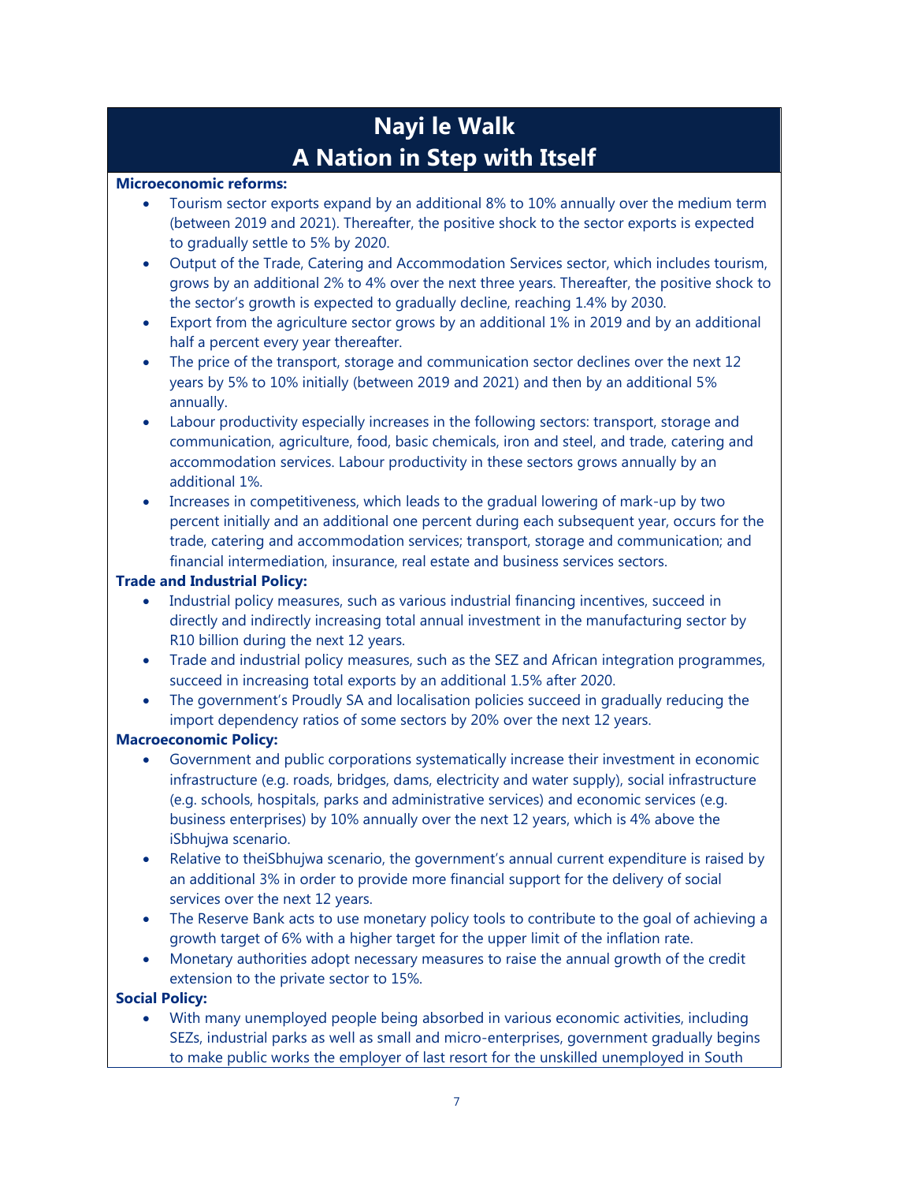# Nayi le Walk
# A Nation in Step with Itself

**Microeconomic reforms:**

- Tourism sector exports expand by an additional 8% to 10% annually over the medium term (between 2019 and 2021). Thereafter, the positive shock to the sector exports is expected to gradually settle to 5% by 2020.
- Output of the Trade, Catering and Accommodation Services sector, which includes tourism, grows by an additional 2% to 4% over the next three years. Thereafter, the positive shock to the sector's growth is expected to gradually decline, reaching 1.4% by 2030.
- Export from the agriculture sector grows by an additional 1% in 2019 and by an additional half a percent every year thereafter.
- The price of the transport, storage and communication sector declines over the next 12 years by 5% to 10% initially (between 2019 and 2021) and then by an additional 5% annually.
- Labour productivity especially increases in the following sectors: transport, storage and communication, agriculture, food, basic chemicals, iron and steel, and trade, catering and accommodation services. Labour productivity in these sectors grows annually by an additional 1%.
- Increases in competitiveness, which leads to the gradual lowering of mark-up by two percent initially and an additional one percent during each subsequent year, occurs for the trade, catering and accommodation services; transport, storage and communication; and financial intermediation, insurance, real estate and business services sectors.

**Trade and Industrial Policy:**

- Industrial policy measures, such as various industrial financing incentives, succeed in directly and indirectly increasing total annual investment in the manufacturing sector by R10 billion during the next 12 years.
- Trade and industrial policy measures, such as the SEZ and African integration programmes, succeed in increasing total exports by an additional 1.5% after 2020.
- The government's Proudly SA and localisation policies succeed in gradually reducing the import dependency ratios of some sectors by 20% over the next 12 years.

**Macroeconomic Policy:**

- Government and public corporations systematically increase their investment in economic infrastructure (e.g. roads, bridges, dams, electricity and water supply), social infrastructure (e.g. schools, hospitals, parks and administrative services) and economic services (e.g. business enterprises) by 10% annually over the next 12 years, which is 4% above the iSbhujwa scenario.
- Relative to theiSbhujwa scenario, the government's annual current expenditure is raised by an additional 3% in order to provide more financial support for the delivery of social services over the next 12 years.
- The Reserve Bank acts to use monetary policy tools to contribute to the goal of achieving a growth target of 6% with a higher target for the upper limit of the inflation rate.
- Monetary authorities adopt necessary measures to raise the annual growth of the credit extension to the private sector to 15%.

**Social Policy:**

- With many unemployed people being absorbed in various economic activities, including SEZs, industrial parks as well as small and micro-enterprises, government gradually begins to make public works the employer of last resort for the unskilled unemployed in South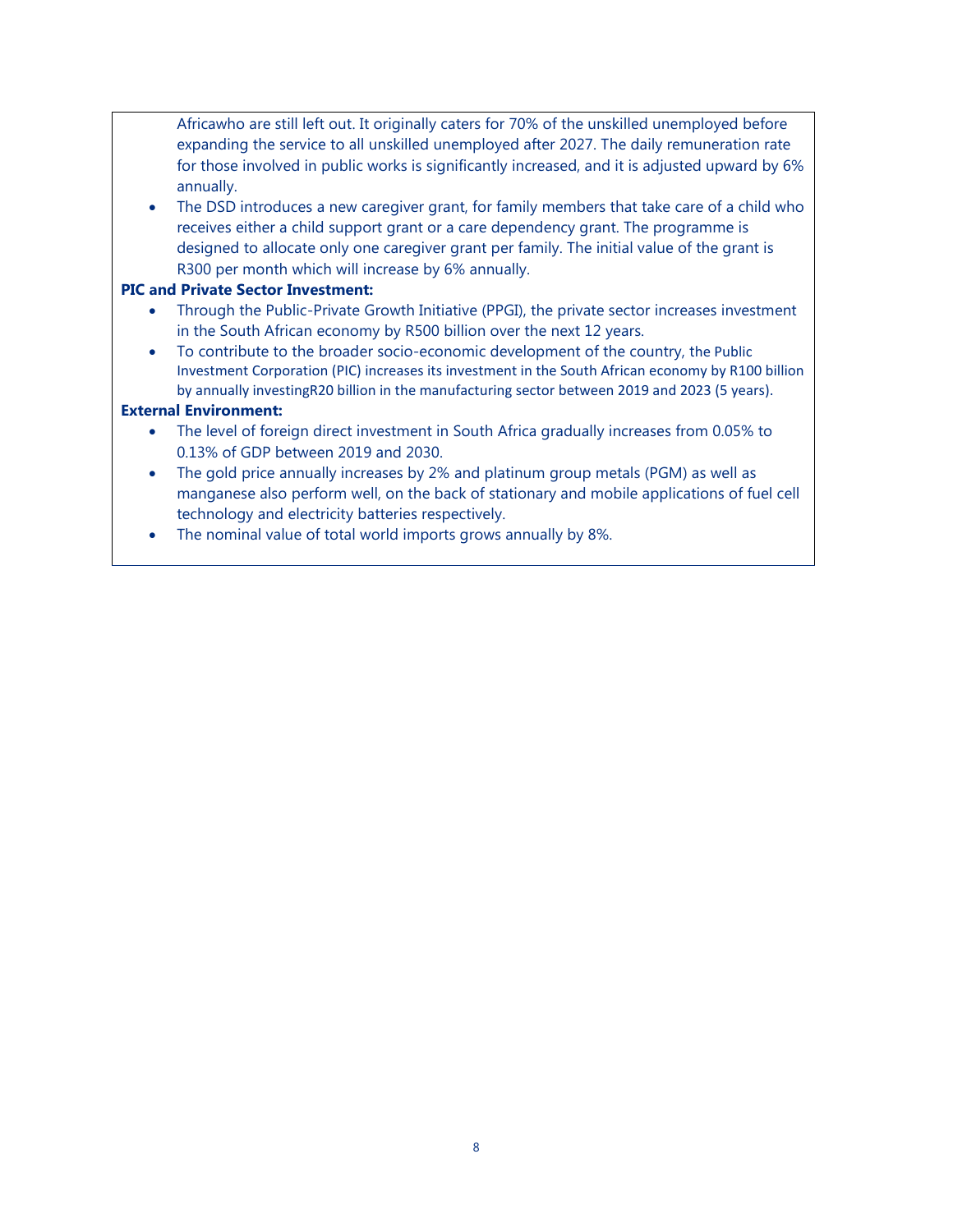Africawho are still left out. It originally caters for 70% of the unskilled unemployed before expanding the service to all unskilled unemployed after 2027. The daily remuneration rate for those involved in public works is significantly increased, and it is adjusted upward by 6% annually.

- The DSD introduces a new caregiver grant, for family members that take care of a child who receives either a child support grant or a care dependency grant. The programme is designed to allocate only one caregiver grant per family. The initial value of the grant is R300 per month which will increase by 6% annually.

**PIC and Private Sector Investment:**

- Through the Public-Private Growth Initiative (PPGI), the private sector increases investment in the South African economy by R500 billion over the next 12 years.
- To contribute to the broader socio-economic development of the country, the Public Investment Corporation (PIC) increases its investment in the South African economy by R100 billion by annually investingR20 billion in the manufacturing sector between 2019 and 2023 (5 years).

**External Environment:**

- The level of foreign direct investment in South Africa gradually increases from 0.05% to 0.13% of GDP between 2019 and 2030.
- The gold price annually increases by 2% and platinum group metals (PGM) as well as manganese also perform well, on the back of stationary and mobile applications of fuel cell technology and electricity batteries respectively.
- The nominal value of total world imports grows annually by 8%.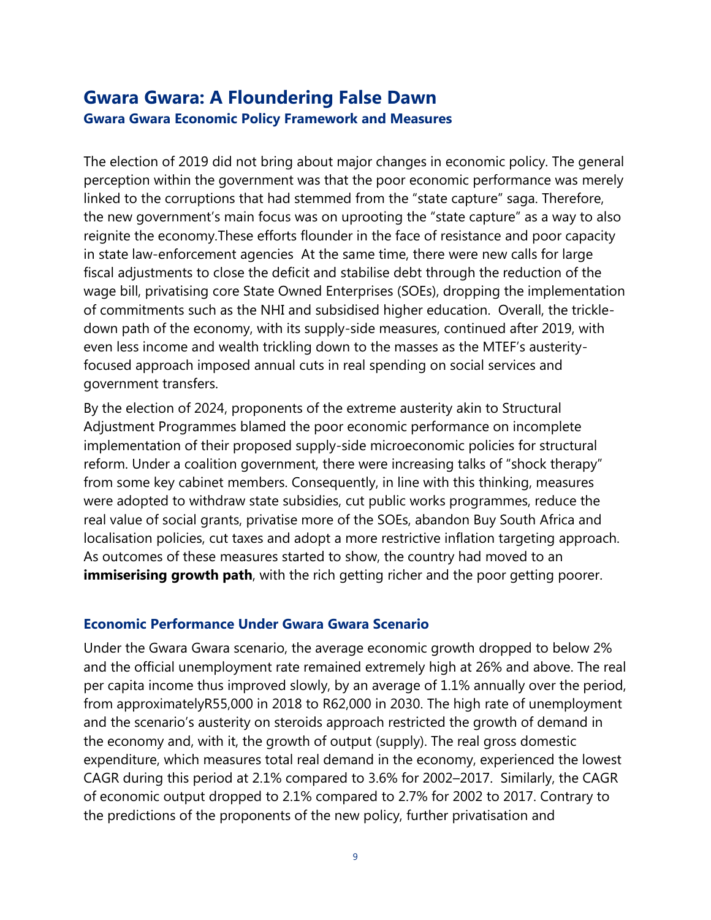# Gwara Gwara: A Floundering False Dawn

## Gwara Gwara Economic Policy Framework and Measures

The election of 2019 did not bring about major changes in economic policy. The general perception within the government was that the poor economic performance was merely linked to the corruptions that had stemmed from the "state capture" saga. Therefore, the new government's main focus was on uprooting the "state capture" as a way to also reignite the economy.These efforts flounder in the face of resistance and poor capacity in state law-enforcement agencies At the same time, there were new calls for large fiscal adjustments to close the deficit and stabilise debt through the reduction of the wage bill, privatising core State Owned Enterprises (SOEs), dropping the implementation of commitments such as the NHI and subsidised higher education. Overall, the trickle-down path of the economy, with its supply-side measures, continued after 2019, with even less income and wealth trickling down to the masses as the MTEF's austerity-focused approach imposed annual cuts in real spending on social services and government transfers.

By the election of 2024, proponents of the extreme austerity akin to Structural Adjustment Programmes blamed the poor economic performance on incomplete implementation of their proposed supply-side microeconomic policies for structural reform. Under a coalition government, there were increasing talks of "shock therapy" from some key cabinet members. Consequently, in line with this thinking, measures were adopted to withdraw state subsidies, cut public works programmes, reduce the real value of social grants, privatise more of the SOEs, abandon Buy South Africa and localisation policies, cut taxes and adopt a more restrictive inflation targeting approach. As outcomes of these measures started to show, the country had moved to an **immiserising growth path**, with the rich getting richer and the poor getting poorer.

## Economic Performance Under Gwara Gwara Scenario

Under the Gwara Gwara scenario, the average economic growth dropped to below 2% and the official unemployment rate remained extremely high at 26% and above. The real per capita income thus improved slowly, by an average of 1.1% annually over the period, from approximatelyR55,000 in 2018 to R62,000 in 2030. The high rate of unemployment and the scenario's austerity on steroids approach restricted the growth of demand in the economy and, with it, the growth of output (supply). The real gross domestic expenditure, which measures total real demand in the economy, experienced the lowest CAGR during this period at 2.1% compared to 3.6% for 2002–2017. Similarly, the CAGR of economic output dropped to 2.1% compared to 2.7% for 2002 to 2017. Contrary to the predictions of the proponents of the new policy, further privatisation and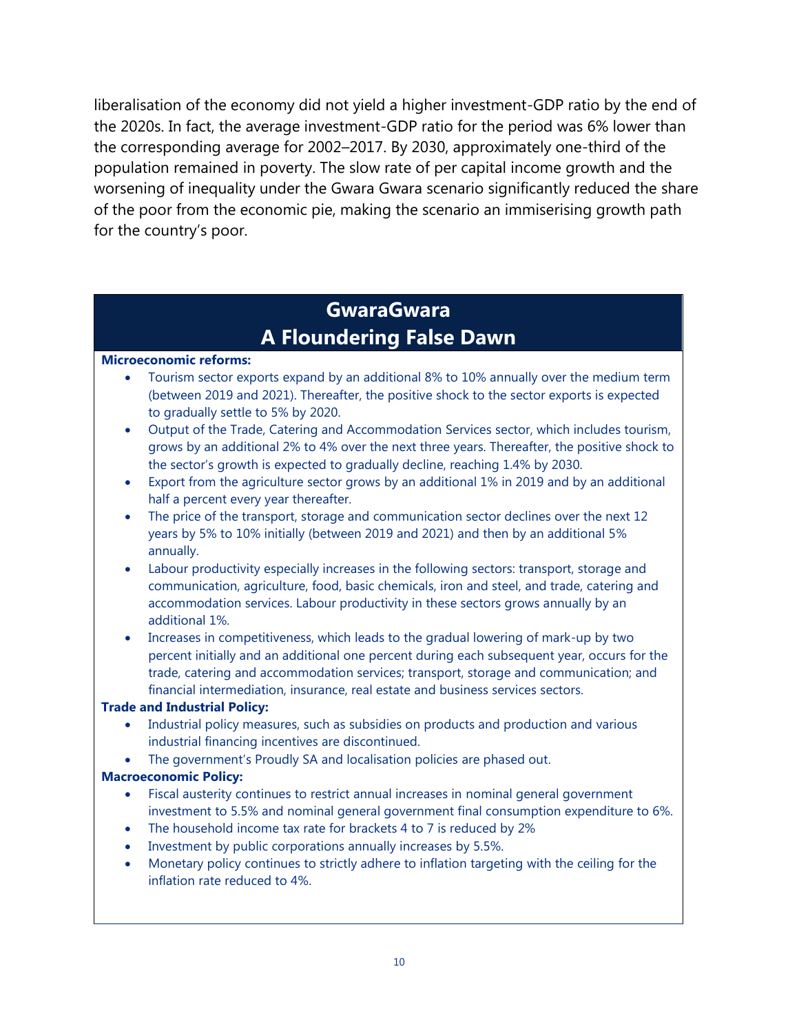liberalisation of the economy did not yield a higher investment-GDP ratio by the end of the 2020s. In fact, the average investment-GDP ratio for the period was 6% lower than the corresponding average for 2002–2017. By 2030, approximately one-third of the population remained in poverty. The slow rate of per capital income growth and the worsening of inequality under the Gwara Gwara scenario significantly reduced the share of the poor from the economic pie, making the scenario an immiserising growth path for the country's poor.

## GwaraGwara
## A Floundering False Dawn

**Microeconomic reforms:**

- Tourism sector exports expand by an additional 8% to 10% annually over the medium term (between 2019 and 2021). Thereafter, the positive shock to the sector exports is expected to gradually settle to 5% by 2020.
- Output of the Trade, Catering and Accommodation Services sector, which includes tourism, grows by an additional 2% to 4% over the next three years. Thereafter, the positive shock to the sector's growth is expected to gradually decline, reaching 1.4% by 2030.
- Export from the agriculture sector grows by an additional 1% in 2019 and by an additional half a percent every year thereafter.
- The price of the transport, storage and communication sector declines over the next 12 years by 5% to 10% initially (between 2019 and 2021) and then by an additional 5% annually.
- Labour productivity especially increases in the following sectors: transport, storage and communication, agriculture, food, basic chemicals, iron and steel, and trade, catering and accommodation services. Labour productivity in these sectors grows annually by an additional 1%.
- Increases in competitiveness, which leads to the gradual lowering of mark-up by two percent initially and an additional one percent during each subsequent year, occurs for the trade, catering and accommodation services; transport, storage and communication; and financial intermediation, insurance, real estate and business services sectors.

**Trade and Industrial Policy:**

- Industrial policy measures, such as subsidies on products and production and various industrial financing incentives are discontinued.
- The government's Proudly SA and localisation policies are phased out.

**Macroeconomic Policy:**

- Fiscal austerity continues to restrict annual increases in nominal general government investment to 5.5% and nominal general government final consumption expenditure to 6%.
- The household income tax rate for brackets 4 to 7 is reduced by 2%
- Investment by public corporations annually increases by 5.5%.
- Monetary policy continues to strictly adhere to inflation targeting with the ceiling for the inflation rate reduced to 4%.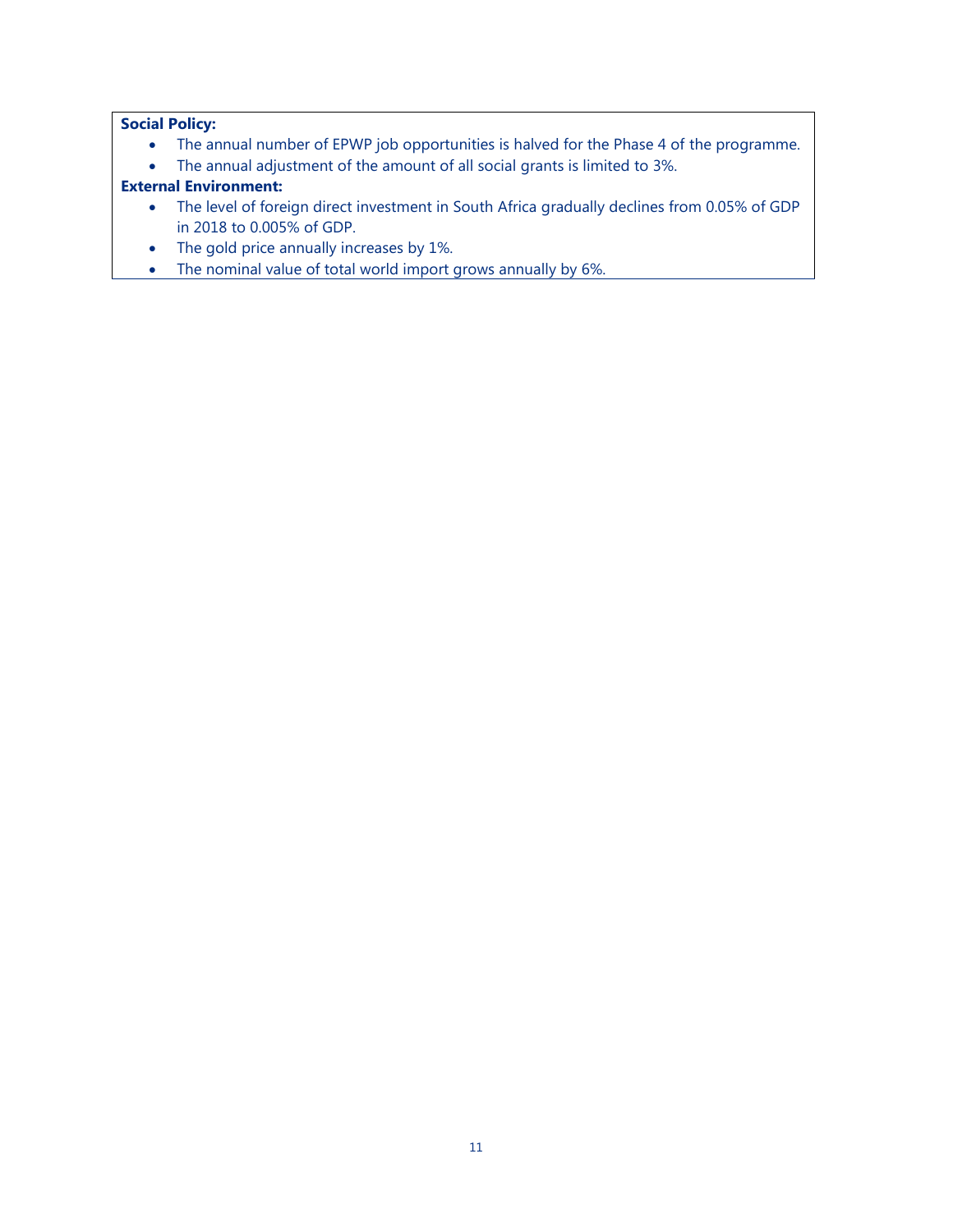**Social Policy:**

- The annual number of EPWP job opportunities is halved for the Phase 4 of the programme.
- The annual adjustment of the amount of all social grants is limited to 3%.

**External Environment:**

- The level of foreign direct investment in South Africa gradually declines from 0.05% of GDP in 2018 to 0.005% of GDP.
- The gold price annually increases by 1%.
- The nominal value of total world import grows annually by 6%.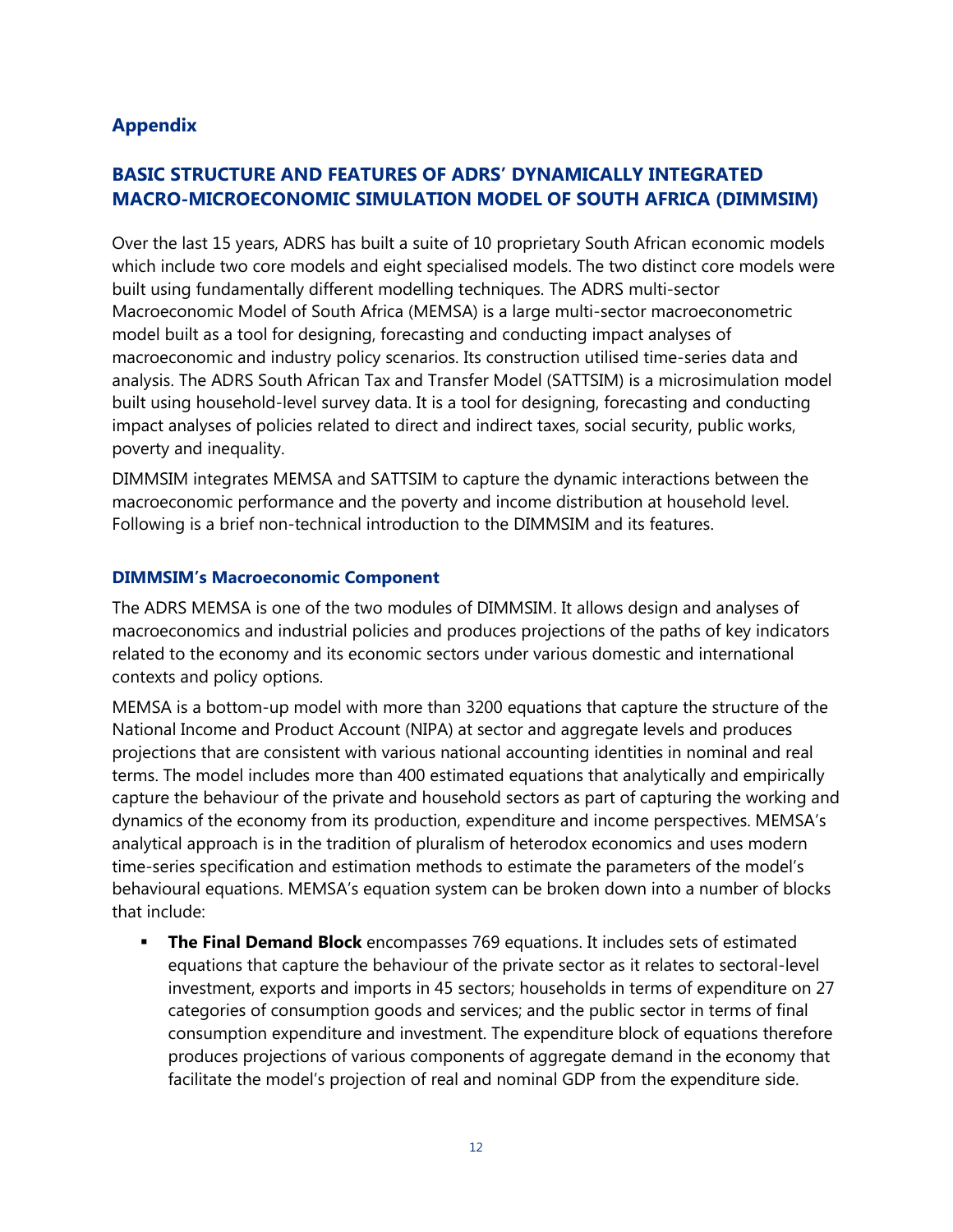## Appendix

## BASIC STRUCTURE AND FEATURES OF ADRS' DYNAMICALLY INTEGRATED MACRO-MICROECONOMIC SIMULATION MODEL OF SOUTH AFRICA (DIMMSIM)

Over the last 15 years, ADRS has built a suite of 10 proprietary South African economic models which include two core models and eight specialised models. The two distinct core models were built using fundamentally different modelling techniques. The ADRS multi-sector Macroeconomic Model of South Africa (MEMSA) is a large multi-sector macroeconometric model built as a tool for designing, forecasting and conducting impact analyses of macroeconomic and industry policy scenarios. Its construction utilised time-series data and analysis. The ADRS South African Tax and Transfer Model (SATTSIM) is a microsimulation model built using household-level survey data. It is a tool for designing, forecasting and conducting impact analyses of policies related to direct and indirect taxes, social security, public works, poverty and inequality.

DIMMSIM integrates MEMSA and SATTSIM to capture the dynamic interactions between the macroeconomic performance and the poverty and income distribution at household level. Following is a brief non-technical introduction to the DIMMSIM and its features.

### DIMMSIM's Macroeconomic Component

The ADRS MEMSA is one of the two modules of DIMMSIM. It allows design and analyses of macroeconomics and industrial policies and produces projections of the paths of key indicators related to the economy and its economic sectors under various domestic and international contexts and policy options.

MEMSA is a bottom-up model with more than 3200 equations that capture the structure of the National Income and Product Account (NIPA) at sector and aggregate levels and produces projections that are consistent with various national accounting identities in nominal and real terms. The model includes more than 400 estimated equations that analytically and empirically capture the behaviour of the private and household sectors as part of capturing the working and dynamics of the economy from its production, expenditure and income perspectives. MEMSA's analytical approach is in the tradition of pluralism of heterodox economics and uses modern time-series specification and estimation methods to estimate the parameters of the model's behavioural equations. MEMSA's equation system can be broken down into a number of blocks that include:

- **The Final Demand Block** encompasses 769 equations. It includes sets of estimated equations that capture the behaviour of the private sector as it relates to sectoral-level investment, exports and imports in 45 sectors; households in terms of expenditure on 27 categories of consumption goods and services; and the public sector in terms of final consumption expenditure and investment. The expenditure block of equations therefore produces projections of various components of aggregate demand in the economy that facilitate the model's projection of real and nominal GDP from the expenditure side.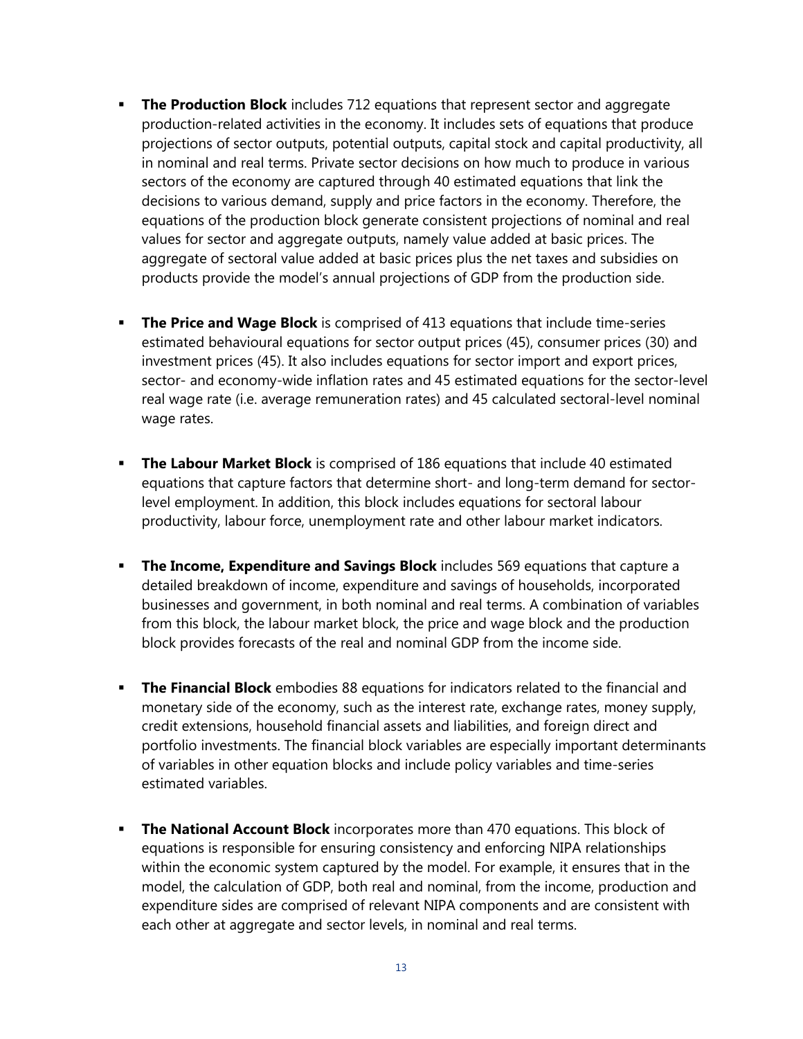- **The Production Block** includes 712 equations that represent sector and aggregate production-related activities in the economy. It includes sets of equations that produce projections of sector outputs, potential outputs, capital stock and capital productivity, all in nominal and real terms. Private sector decisions on how much to produce in various sectors of the economy are captured through 40 estimated equations that link the decisions to various demand, supply and price factors in the economy. Therefore, the equations of the production block generate consistent projections of nominal and real values for sector and aggregate outputs, namely value added at basic prices. The aggregate of sectoral value added at basic prices plus the net taxes and subsidies on products provide the model's annual projections of GDP from the production side.

- **The Price and Wage Block** is comprised of 413 equations that include time-series estimated behavioural equations for sector output prices (45), consumer prices (30) and investment prices (45). It also includes equations for sector import and export prices, sector- and economy-wide inflation rates and 45 estimated equations for the sector-level real wage rate (i.e. average remuneration rates) and 45 calculated sectoral-level nominal wage rates.

- **The Labour Market Block** is comprised of 186 equations that include 40 estimated equations that capture factors that determine short- and long-term demand for sector-level employment. In addition, this block includes equations for sectoral labour productivity, labour force, unemployment rate and other labour market indicators.

- **The Income, Expenditure and Savings Block** includes 569 equations that capture a detailed breakdown of income, expenditure and savings of households, incorporated businesses and government, in both nominal and real terms. A combination of variables from this block, the labour market block, the price and wage block and the production block provides forecasts of the real and nominal GDP from the income side.

- **The Financial Block** embodies 88 equations for indicators related to the financial and monetary side of the economy, such as the interest rate, exchange rates, money supply, credit extensions, household financial assets and liabilities, and foreign direct and portfolio investments. The financial block variables are especially important determinants of variables in other equation blocks and include policy variables and time-series estimated variables.

- **The National Account Block** incorporates more than 470 equations. This block of equations is responsible for ensuring consistency and enforcing NIPA relationships within the economic system captured by the model. For example, it ensures that in the model, the calculation of GDP, both real and nominal, from the income, production and expenditure sides are comprised of relevant NIPA components and are consistent with each other at aggregate and sector levels, in nominal and real terms.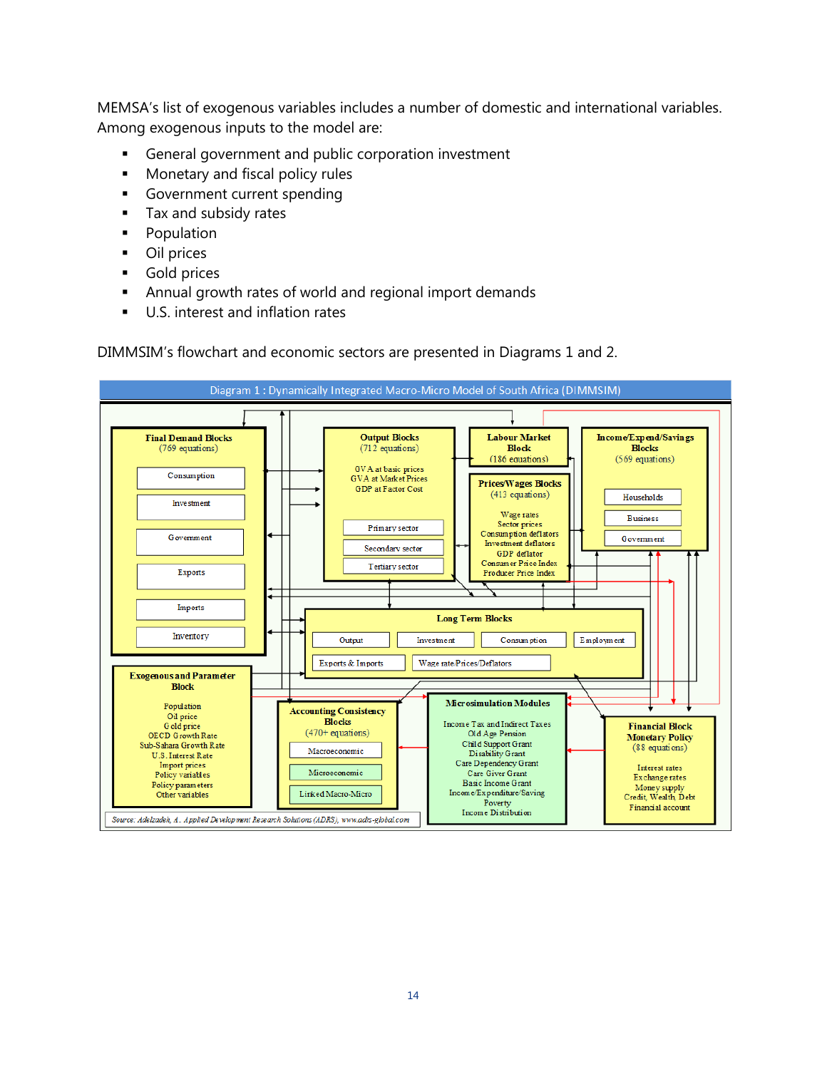MEMSA's list of exogenous variables includes a number of domestic and international variables. Among exogenous inputs to the model are:

- General government and public corporation investment
- Monetary and fiscal policy rules
- Government current spending
- Tax and subsidy rates
- Population
- Oil prices
- Gold prices
- Annual growth rates of world and regional import demands
- U.S. interest and inflation rates

DIMMSIM's flowchart and economic sectors are presented in Diagrams 1 and 2.

Diagram 1 : Dynamically Integrated Macro-Micro Model of South Africa (DIMMSIM)

*Source: Adelzadeh, A. Applied Development Research Solutions (ADRS), www.adrs-global.com*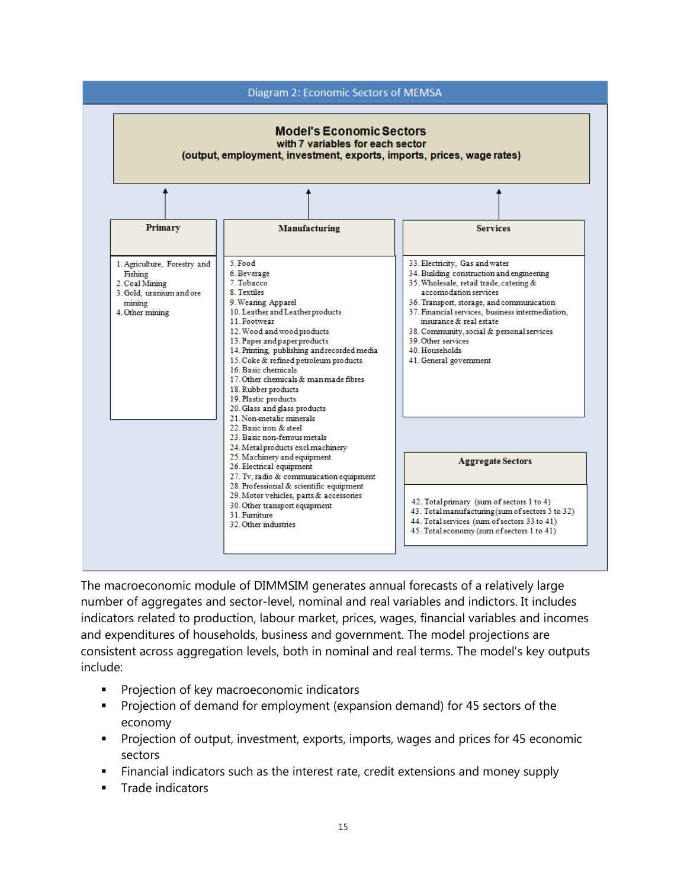**Diagram 2: Economic Sectors of MEMSA**

**Model's Economic Sectors**
**with 7 variables for each sector**
**(output, employment, investment, exports, imports, prices, wage rates)**

**Primary**

1. Agriculture, Forestry and Fishing
2. Coal Mining
3. Gold, uranium and ore mining
4. Other mining

**Manufacturing**

5. Food
6. Beverage
7. Tobacco
8. Textiles
9. Wearing Apparel
10. Leather and Leather products
11. Footwear
12. Wood and wood products
13. Paper and paper products
14. Printing, publishing and recorded media
15. Coke & refined petroleum products
16. Basic chemicals
17. Other chemicals & man made fibres
18. Rubber products
19. Plastic products
20. Glass and glass products
21. Non-metalic minerals
22. Basic iron & steel
23. Basic non-ferrous metals
24. Metal products excl machinery
25. Machinery and equipment
26. Electrical equipment
27. Tv, radio & communication equipment
28. Professional & scientific equipment
29. Motor vehicles, parts & accessories
30. Other transport equipment
31. Furniture
32. Other industries

**Services**

33. Electricity, Gas and water
34. Building construction and engineering
35. Wholesale, retail trade, catering & accomodation services
36. Transport, storage, and communication
37. Financial services, business intermediation, insurance & real estate
38. Community, social & personal services
39. Other services
40. Households
41. General government

**Aggregate Sectors**

42. Total primary (sum of sectors 1 to 4)
43. Total manufacturing (sum of sectors 5 to 32)
44. Total services (sum of sectors 33 to 41)
45. Total economy (sum of sectors 1 to 41)

The macroeconomic module of DIMMSIM generates annual forecasts of a relatively large number of aggregates and sector-level, nominal and real variables and indictors. It includes indicators related to production, labour market, prices, wages, financial variables and incomes and expenditures of households, business and government. The model projections are consistent across aggregation levels, both in nominal and real terms. The model's key outputs include:

- Projection of key macroeconomic indicators
- Projection of demand for employment (expansion demand) for 45 sectors of the economy
- Projection of output, investment, exports, imports, wages and prices for 45 economic sectors
- Financial indicators such as the interest rate, credit extensions and money supply
- Trade indicators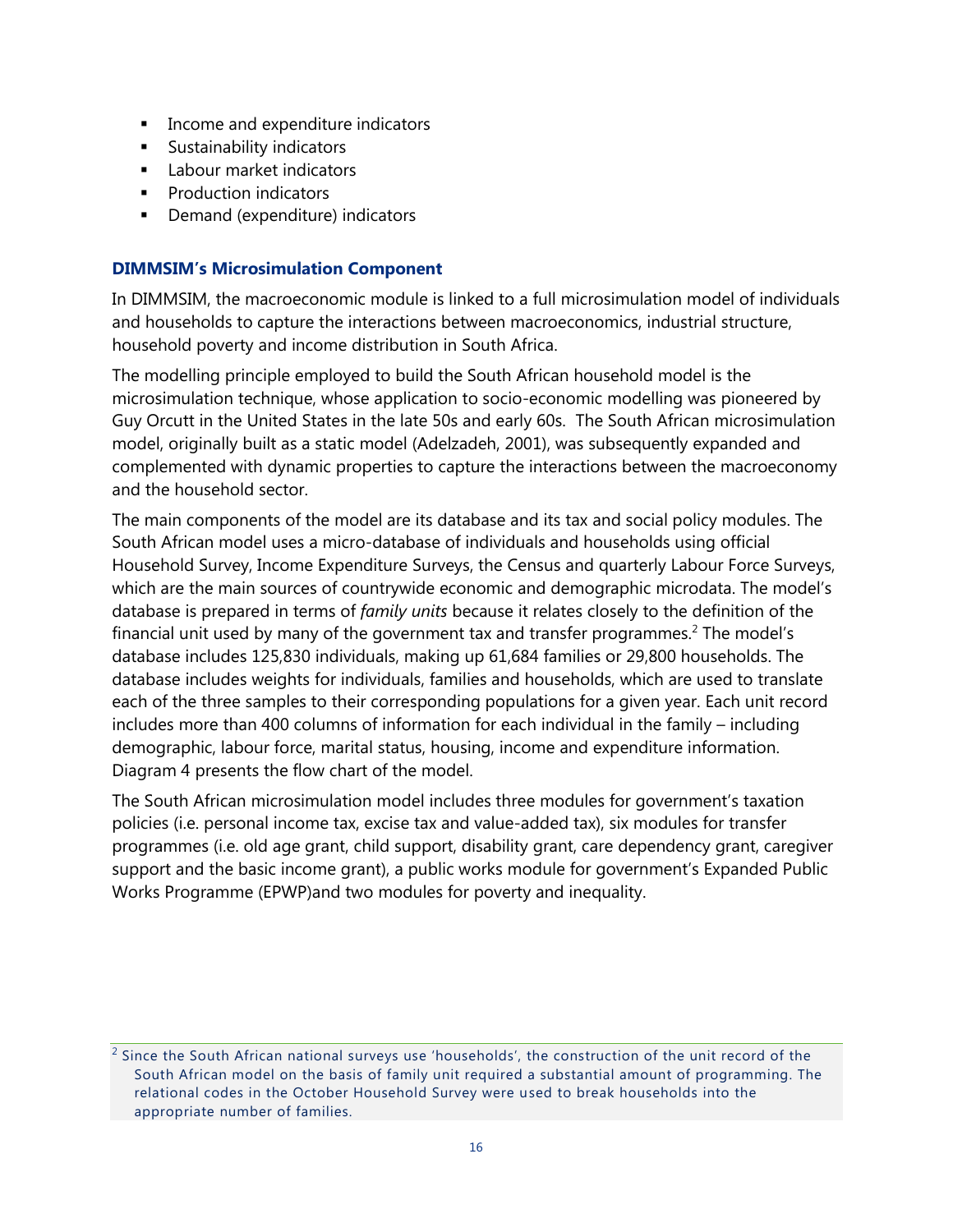- Income and expenditure indicators
- Sustainability indicators
- Labour market indicators
- Production indicators
- Demand (expenditure) indicators

### DIMMSIM's Microsimulation Component

In DIMMSIM, the macroeconomic module is linked to a full microsimulation model of individuals and households to capture the interactions between macroeconomics, industrial structure, household poverty and income distribution in South Africa.

The modelling principle employed to build the South African household model is the microsimulation technique, whose application to socio-economic modelling was pioneered by Guy Orcutt in the United States in the late 50s and early 60s. The South African microsimulation model, originally built as a static model (Adelzadeh, 2001), was subsequently expanded and complemented with dynamic properties to capture the interactions between the macroeconomy and the household sector.

The main components of the model are its database and its tax and social policy modules. The South African model uses a micro-database of individuals and households using official Household Survey, Income Expenditure Surveys, the Census and quarterly Labour Force Surveys, which are the main sources of countrywide economic and demographic microdata. The model's database is prepared in terms of *family units* because it relates closely to the definition of the financial unit used by many of the government tax and transfer programmes.[2] The model's database includes 125,830 individuals, making up 61,684 families or 29,800 households. The database includes weights for individuals, families and households, which are used to translate each of the three samples to their corresponding populations for a given year. Each unit record includes more than 400 columns of information for each individual in the family – including demographic, labour force, marital status, housing, income and expenditure information. Diagram 4 presents the flow chart of the model.

The South African microsimulation model includes three modules for government's taxation policies (i.e. personal income tax, excise tax and value-added tax), six modules for transfer programmes (i.e. old age grant, child support, disability grant, care dependency grant, caregiver support and the basic income grant), a public works module for government's Expanded Public Works Programme (EPWP)and two modules for poverty and inequality.

[2] Since the South African national surveys use 'households', the construction of the unit record of the South African model on the basis of family unit required a substantial amount of programming. The relational codes in the October Household Survey were used to break households into the appropriate number of families.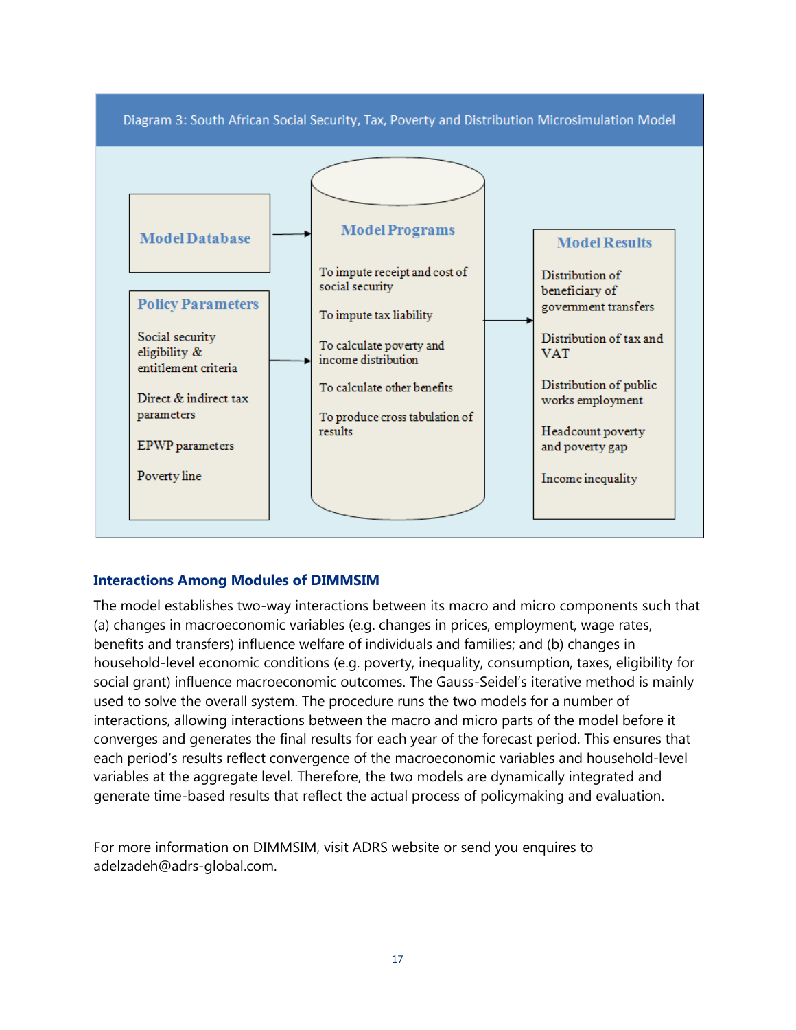Diagram 3: South African Social Security, Tax, Poverty and Distribution Microsimulation Model

**Model Database**

**Policy Parameters**

Social security eligibility & entitlement criteria

Direct & indirect tax parameters

EPWP parameters

Poverty line

**Model Programs**

To impute receipt and cost of social security

To impute tax liability

To calculate poverty and income distribution

To calculate other benefits

To produce cross tabulation of results

**Model Results**

Distribution of beneficiary of government transfers

Distribution of tax and VAT

Distribution of public works employment

Headcount poverty and poverty gap

Income inequality

### Interactions Among Modules of DIMMSIM

The model establishes two-way interactions between its macro and micro components such that (a) changes in macroeconomic variables (e.g. changes in prices, employment, wage rates, benefits and transfers) influence welfare of individuals and families; and (b) changes in household-level economic conditions (e.g. poverty, inequality, consumption, taxes, eligibility for social grant) influence macroeconomic outcomes. The Gauss-Seidel's iterative method is mainly used to solve the overall system. The procedure runs the two models for a number of interactions, allowing interactions between the macro and micro parts of the model before it converges and generates the final results for each year of the forecast period. This ensures that each period's results reflect convergence of the macroeconomic variables and household-level variables at the aggregate level. Therefore, the two models are dynamically integrated and generate time-based results that reflect the actual process of policymaking and evaluation.

For more information on DIMMSIM, visit ADRS website or send you enquires to adelzadeh@adrs-global.com.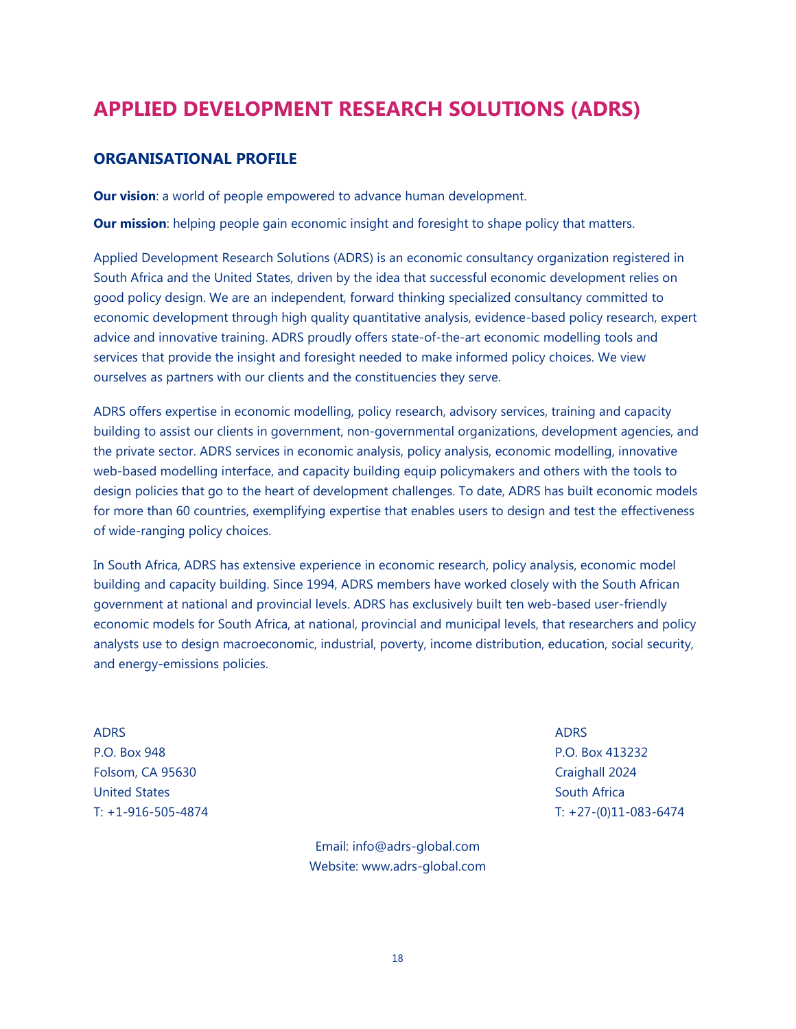# APPLIED DEVELOPMENT RESEARCH SOLUTIONS (ADRS)

## ORGANISATIONAL PROFILE

**Our vision**: a world of people empowered to advance human development.

**Our mission**: helping people gain economic insight and foresight to shape policy that matters.

Applied Development Research Solutions (ADRS) is an economic consultancy organization registered in South Africa and the United States, driven by the idea that successful economic development relies on good policy design. We are an independent, forward thinking specialized consultancy committed to economic development through high quality quantitative analysis, evidence-based policy research, expert advice and innovative training. ADRS proudly offers state-of-the-art economic modelling tools and services that provide the insight and foresight needed to make informed policy choices. We view ourselves as partners with our clients and the constituencies they serve.

ADRS offers expertise in economic modelling, policy research, advisory services, training and capacity building to assist our clients in government, non-governmental organizations, development agencies, and the private sector. ADRS services in economic analysis, policy analysis, economic modelling, innovative web-based modelling interface, and capacity building equip policymakers and others with the tools to design policies that go to the heart of development challenges. To date, ADRS has built economic models for more than 60 countries, exemplifying expertise that enables users to design and test the effectiveness of wide-ranging policy choices.

In South Africa, ADRS has extensive experience in economic research, policy analysis, economic model building and capacity building. Since 1994, ADRS members have worked closely with the South African government at national and provincial levels. ADRS has exclusively built ten web-based user-friendly economic models for South Africa, at national, provincial and municipal levels, that researchers and policy analysts use to design macroeconomic, industrial, poverty, income distribution, education, social security, and energy-emissions policies.

ADRS
P.O. Box 948
Folsom, CA 95630
United States
T: +1-916-505-4874

ADRS
P.O. Box 413232
Craighall 2024
South Africa
T: +27-(0)11-083-6474

Email: info@adrs-global.com
Website: www.adrs-global.com